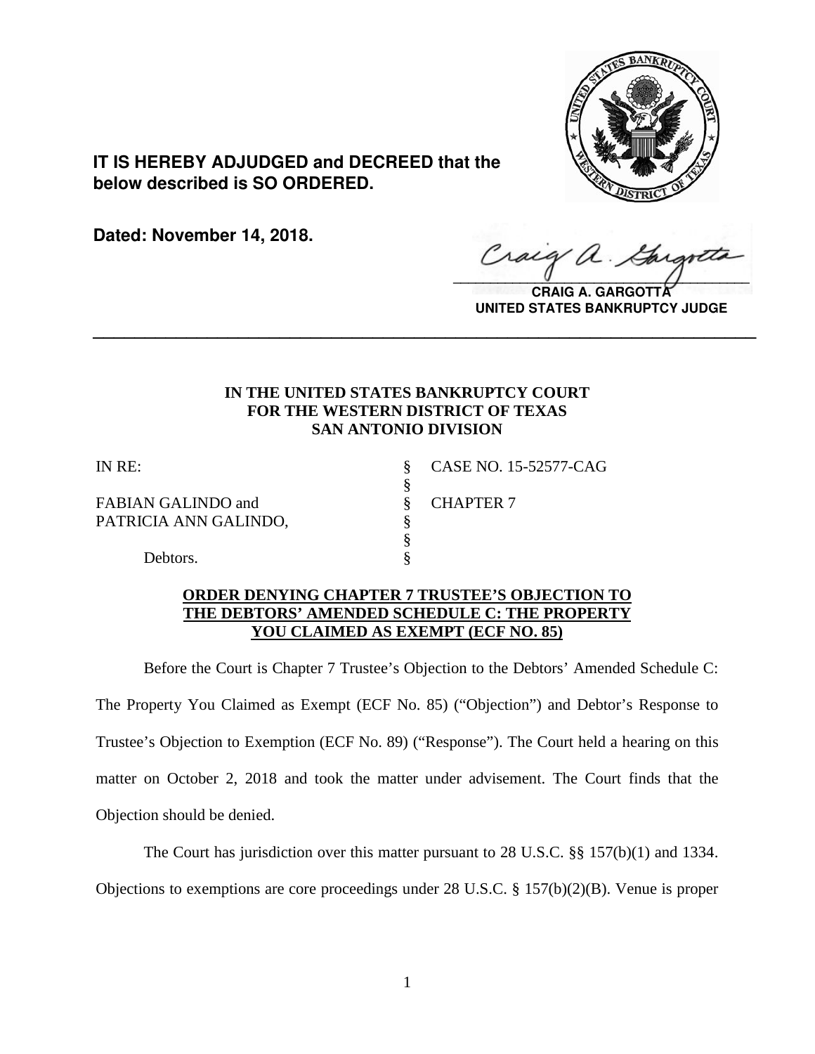**IT IS HEREBY ADJUDGED and DECREED that the below described is SO ORDERED.**

**Dated: November 14, 2018.**

**CRAIG A. GARGOTTA**
**UNITED STATES BANKRUPTCY JUDGE**

---

**IN THE UNITED STATES BANKRUPTCY COURT**
**FOR THE WESTERN DISTRICT OF TEXAS**
**SAN ANTONIO DIVISION**

| | | |
|---|---|---|
| IN RE: | § | CASE NO. 15-52577-CAG |
| | § | |
| FABIAN GALINDO and | § | CHAPTER 7 |
| PATRICIA ANN GALINDO, | § | |
| | § | |
| Debtors. | § | |

**ORDER DENYING CHAPTER 7 TRUSTEE'S OBJECTION TO THE DEBTORS' AMENDED SCHEDULE C: THE PROPERTY YOU CLAIMED AS EXEMPT (ECF NO. 85)**

Before the Court is Chapter 7 Trustee's Objection to the Debtors' Amended Schedule C: The Property You Claimed as Exempt (ECF No. 85) ("Objection") and Debtor's Response to Trustee's Objection to Exemption (ECF No. 89) ("Response"). The Court held a hearing on this matter on October 2, 2018 and took the matter under advisement. The Court finds that the Objection should be denied.

The Court has jurisdiction over this matter pursuant to 28 U.S.C. §§ 157(b)(1) and 1334. Objections to exemptions are core proceedings under 28 U.S.C. § 157(b)(2)(B). Venue is proper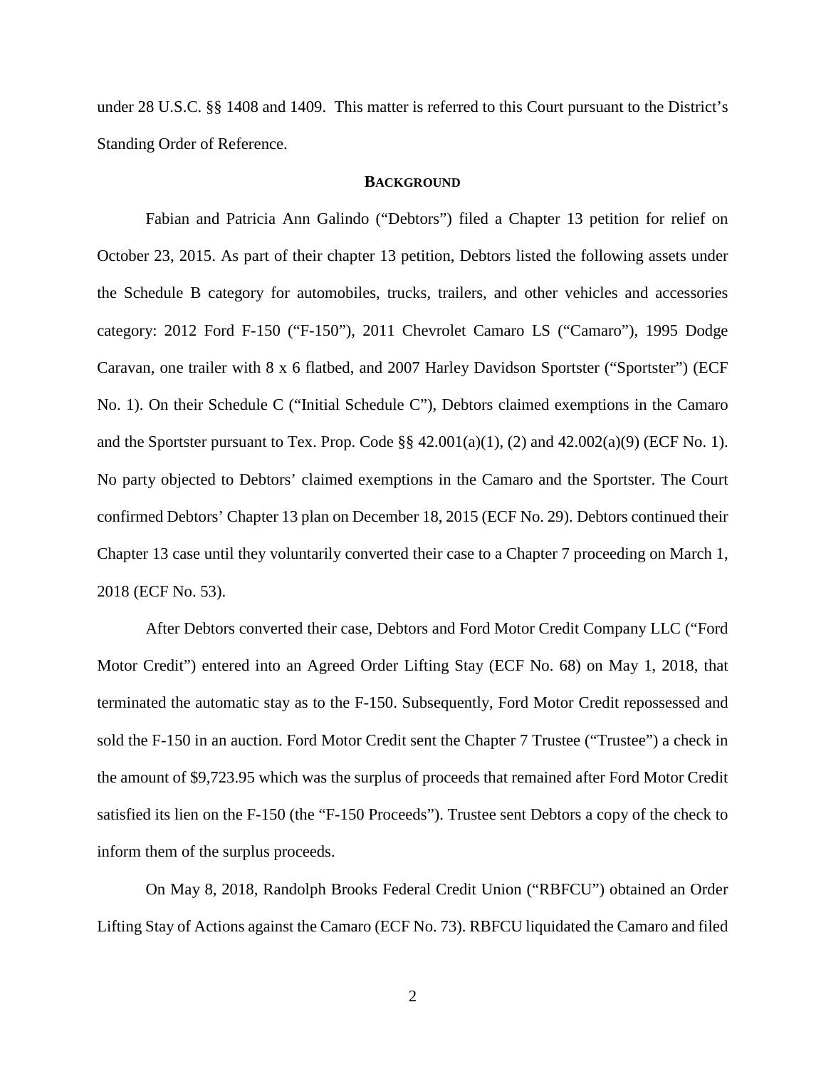under 28 U.S.C. §§ 1408 and 1409. This matter is referred to this Court pursuant to the District's Standing Order of Reference.

## BACKGROUND

Fabian and Patricia Ann Galindo ("Debtors") filed a Chapter 13 petition for relief on October 23, 2015. As part of their chapter 13 petition, Debtors listed the following assets under the Schedule B category for automobiles, trucks, trailers, and other vehicles and accessories category: 2012 Ford F-150 ("F-150"), 2011 Chevrolet Camaro LS ("Camaro"), 1995 Dodge Caravan, one trailer with 8 x 6 flatbed, and 2007 Harley Davidson Sportster ("Sportster") (ECF No. 1). On their Schedule C ("Initial Schedule C"), Debtors claimed exemptions in the Camaro and the Sportster pursuant to Tex. Prop. Code §§ 42.001(a)(1), (2) and 42.002(a)(9) (ECF No. 1). No party objected to Debtors' claimed exemptions in the Camaro and the Sportster. The Court confirmed Debtors' Chapter 13 plan on December 18, 2015 (ECF No. 29). Debtors continued their Chapter 13 case until they voluntarily converted their case to a Chapter 7 proceeding on March 1, 2018 (ECF No. 53).

After Debtors converted their case, Debtors and Ford Motor Credit Company LLC ("Ford Motor Credit") entered into an Agreed Order Lifting Stay (ECF No. 68) on May 1, 2018, that terminated the automatic stay as to the F-150. Subsequently, Ford Motor Credit repossessed and sold the F-150 in an auction. Ford Motor Credit sent the Chapter 7 Trustee ("Trustee") a check in the amount of $9,723.95 which was the surplus of proceeds that remained after Ford Motor Credit satisfied its lien on the F-150 (the "F-150 Proceeds"). Trustee sent Debtors a copy of the check to inform them of the surplus proceeds.

On May 8, 2018, Randolph Brooks Federal Credit Union ("RBFCU") obtained an Order Lifting Stay of Actions against the Camaro (ECF No. 73). RBFCU liquidated the Camaro and filed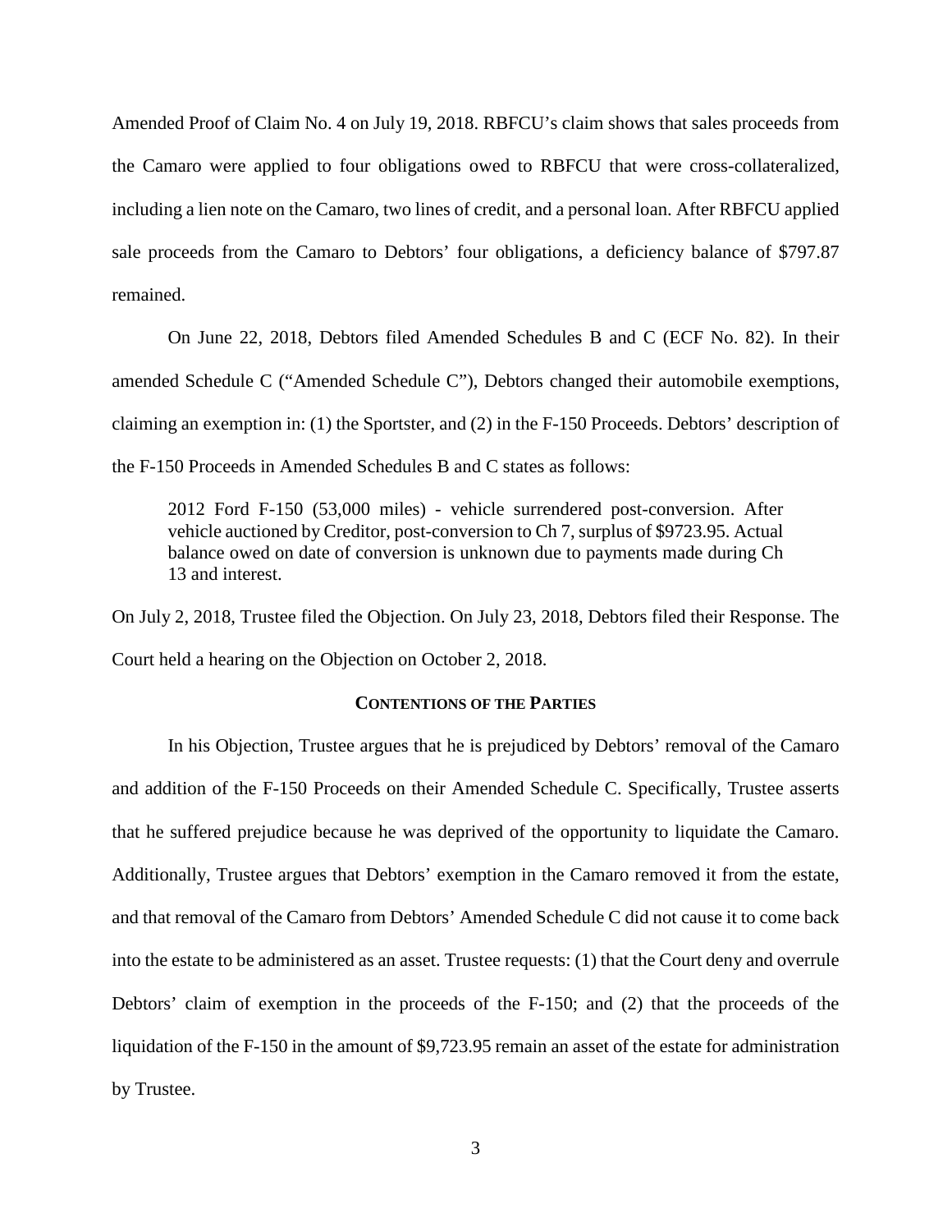Amended Proof of Claim No. 4 on July 19, 2018. RBFCU's claim shows that sales proceeds from the Camaro were applied to four obligations owed to RBFCU that were cross-collateralized, including a lien note on the Camaro, two lines of credit, and a personal loan. After RBFCU applied sale proceeds from the Camaro to Debtors' four obligations, a deficiency balance of $797.87 remained.

On June 22, 2018, Debtors filed Amended Schedules B and C (ECF No. 82). In their amended Schedule C ("Amended Schedule C"), Debtors changed their automobile exemptions, claiming an exemption in: (1) the Sportster, and (2) in the F-150 Proceeds. Debtors' description of the F-150 Proceeds in Amended Schedules B and C states as follows:

> 2012 Ford F-150 (53,000 miles) - vehicle surrendered post-conversion. After vehicle auctioned by Creditor, post-conversion to Ch 7, surplus of $9723.95. Actual balance owed on date of conversion is unknown due to payments made during Ch 13 and interest.

On July 2, 2018, Trustee filed the Objection. On July 23, 2018, Debtors filed their Response. The Court held a hearing on the Objection on October 2, 2018.

## CONTENTIONS OF THE PARTIES

In his Objection, Trustee argues that he is prejudiced by Debtors' removal of the Camaro and addition of the F-150 Proceeds on their Amended Schedule C. Specifically, Trustee asserts that he suffered prejudice because he was deprived of the opportunity to liquidate the Camaro. Additionally, Trustee argues that Debtors' exemption in the Camaro removed it from the estate, and that removal of the Camaro from Debtors' Amended Schedule C did not cause it to come back into the estate to be administered as an asset. Trustee requests: (1) that the Court deny and overrule Debtors' claim of exemption in the proceeds of the F-150; and (2) that the proceeds of the liquidation of the F-150 in the amount of $9,723.95 remain an asset of the estate for administration by Trustee.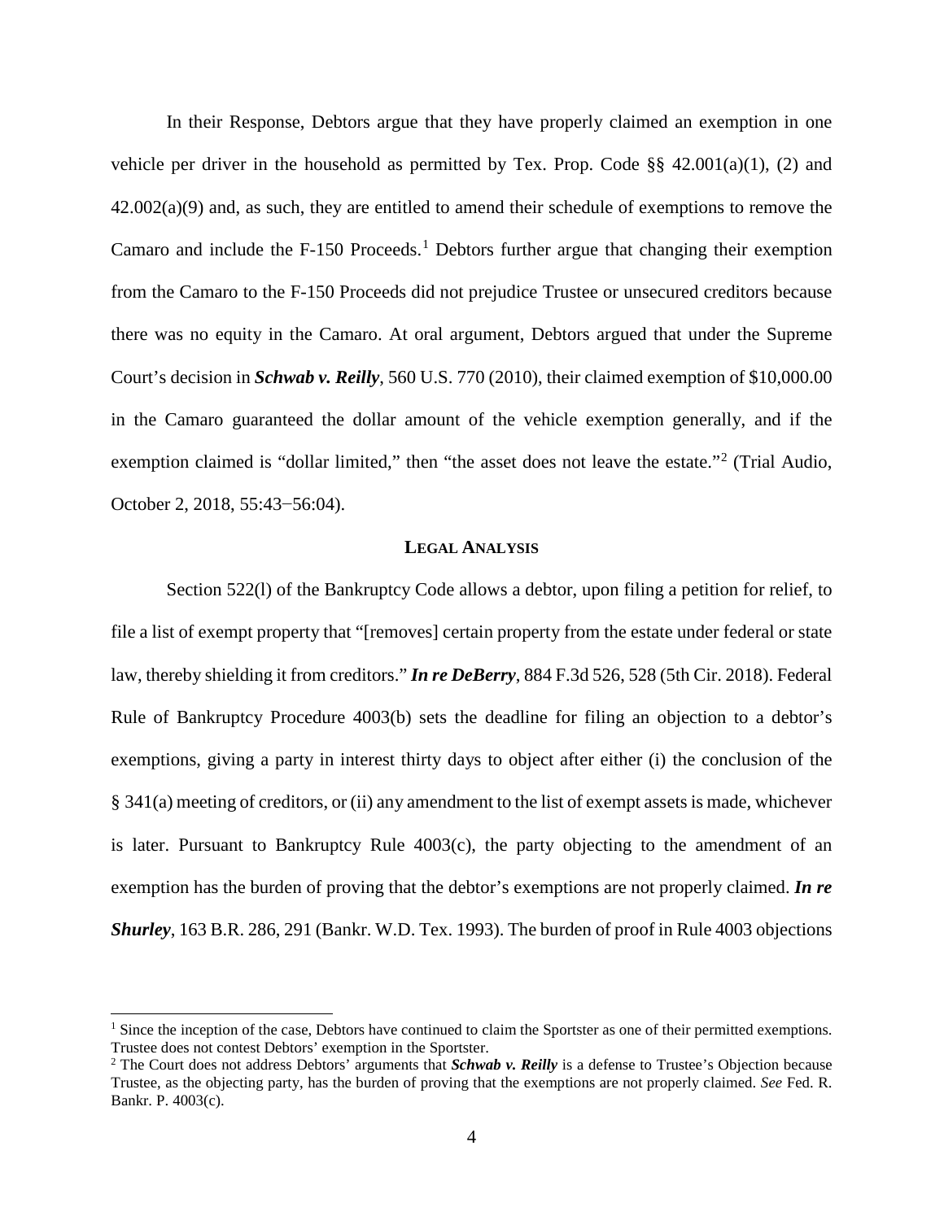In their Response, Debtors argue that they have properly claimed an exemption in one vehicle per driver in the household as permitted by Tex. Prop. Code §§ 42.001(a)(1), (2) and 42.002(a)(9) and, as such, they are entitled to amend their schedule of exemptions to remove the Camaro and include the F-150 Proceeds.[1] Debtors further argue that changing their exemption from the Camaro to the F-150 Proceeds did not prejudice Trustee or unsecured creditors because there was no equity in the Camaro. At oral argument, Debtors argued that under the Supreme Court's decision in ***Schwab v. Reilly***, 560 U.S. 770 (2010), their claimed exemption of $10,000.00 in the Camaro guaranteed the dollar amount of the vehicle exemption generally, and if the exemption claimed is "dollar limited," then "the asset does not leave the estate."[2] (Trial Audio, October 2, 2018, 55:43−56:04).

## LEGAL ANALYSIS

Section 522(l) of the Bankruptcy Code allows a debtor, upon filing a petition for relief, to file a list of exempt property that "[removes] certain property from the estate under federal or state law, thereby shielding it from creditors." ***In re DeBerry***, 884 F.3d 526, 528 (5th Cir. 2018). Federal Rule of Bankruptcy Procedure 4003(b) sets the deadline for filing an objection to a debtor's exemptions, giving a party in interest thirty days to object after either (i) the conclusion of the § 341(a) meeting of creditors, or (ii) any amendment to the list of exempt assets is made, whichever is later. Pursuant to Bankruptcy Rule 4003(c), the party objecting to the amendment of an exemption has the burden of proving that the debtor's exemptions are not properly claimed. ***In re Shurley***, 163 B.R. 286, 291 (Bankr. W.D. Tex. 1993). The burden of proof in Rule 4003 objections

---

[1] Since the inception of the case, Debtors have continued to claim the Sportster as one of their permitted exemptions. Trustee does not contest Debtors' exemption in the Sportster.

[2] The Court does not address Debtors' arguments that ***Schwab v. Reilly*** is a defense to Trustee's Objection because Trustee, as the objecting party, has the burden of proving that the exemptions are not properly claimed. *See* Fed. R. Bankr. P. 4003(c).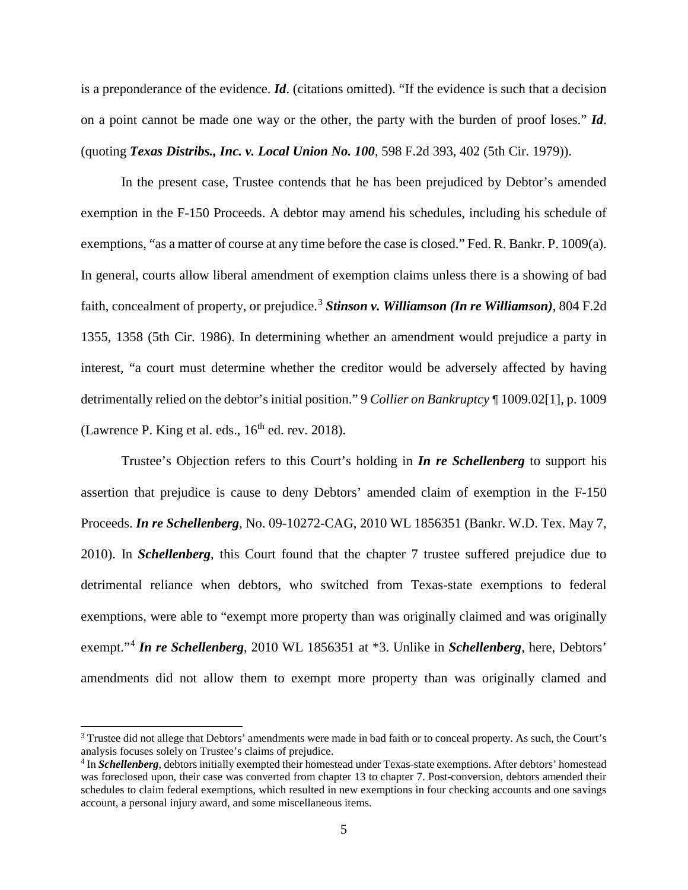is a preponderance of the evidence. ***Id***. (citations omitted). "If the evidence is such that a decision on a point cannot be made one way or the other, the party with the burden of proof loses." ***Id***. (quoting ***Texas Distribs., Inc. v. Local Union No. 100***, 598 F.2d 393, 402 (5th Cir. 1979)).

In the present case, Trustee contends that he has been prejudiced by Debtor's amended exemption in the F-150 Proceeds. A debtor may amend his schedules, including his schedule of exemptions, "as a matter of course at any time before the case is closed." Fed. R. Bankr. P. 1009(a). In general, courts allow liberal amendment of exemption claims unless there is a showing of bad faith, concealment of property, or prejudice.[3] ***Stinson v. Williamson (In re Williamson)***, 804 F.2d 1355, 1358 (5th Cir. 1986). In determining whether an amendment would prejudice a party in interest, "a court must determine whether the creditor would be adversely affected by having detrimentally relied on the debtor's initial position." 9 *Collier on Bankruptcy* ¶ 1009.02[1], p. 1009 (Lawrence P. King et al. eds., 16th ed. rev. 2018).

Trustee's Objection refers to this Court's holding in ***In re Schellenberg*** to support his assertion that prejudice is cause to deny Debtors' amended claim of exemption in the F-150 Proceeds. ***In re Schellenberg***, No. 09-10272-CAG, 2010 WL 1856351 (Bankr. W.D. Tex. May 7, 2010). In ***Schellenberg***, this Court found that the chapter 7 trustee suffered prejudice due to detrimental reliance when debtors, who switched from Texas-state exemptions to federal exemptions, were able to "exempt more property than was originally claimed and was originally exempt."[4] ***In re Schellenberg***, 2010 WL 1856351 at *3. Unlike in ***Schellenberg***, here, Debtors' amendments did not allow them to exempt more property than was originally clamed and

---

[3] Trustee did not allege that Debtors' amendments were made in bad faith or to conceal property. As such, the Court's analysis focuses solely on Trustee's claims of prejudice.

[4] In ***Schellenberg***, debtors initially exempted their homestead under Texas-state exemptions. After debtors' homestead was foreclosed upon, their case was converted from chapter 13 to chapter 7. Post-conversion, debtors amended their schedules to claim federal exemptions, which resulted in new exemptions in four checking accounts and one savings account, a personal injury award, and some miscellaneous items.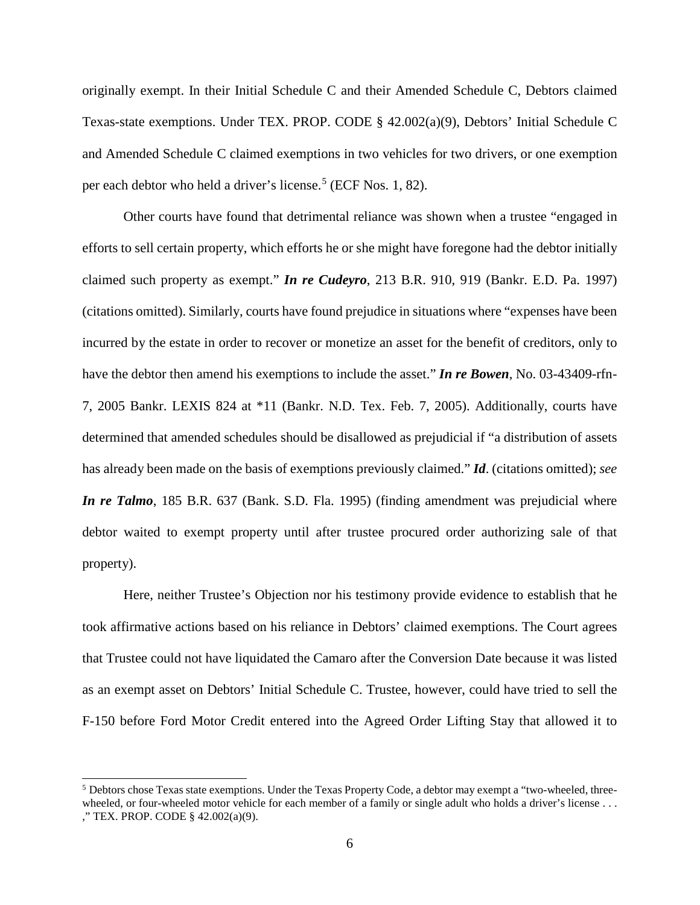originally exempt. In their Initial Schedule C and their Amended Schedule C, Debtors claimed Texas-state exemptions. Under TEX. PROP. CODE § 42.002(a)(9), Debtors' Initial Schedule C and Amended Schedule C claimed exemptions in two vehicles for two drivers, or one exemption per each debtor who held a driver's license.[5] (ECF Nos. 1, 82).

Other courts have found that detrimental reliance was shown when a trustee "engaged in efforts to sell certain property, which efforts he or she might have foregone had the debtor initially claimed such property as exempt." ***In re Cudeyro***, 213 B.R. 910, 919 (Bankr. E.D. Pa. 1997) (citations omitted). Similarly, courts have found prejudice in situations where "expenses have been incurred by the estate in order to recover or monetize an asset for the benefit of creditors, only to have the debtor then amend his exemptions to include the asset." ***In re Bowen***, No. 03-43409-rfn-7, 2005 Bankr. LEXIS 824 at *11 (Bankr. N.D. Tex. Feb. 7, 2005). Additionally, courts have determined that amended schedules should be disallowed as prejudicial if "a distribution of assets has already been made on the basis of exemptions previously claimed." ***Id***. (citations omitted); *see* ***In re Talmo***, 185 B.R. 637 (Bank. S.D. Fla. 1995) (finding amendment was prejudicial where debtor waited to exempt property until after trustee procured order authorizing sale of that property).

Here, neither Trustee's Objection nor his testimony provide evidence to establish that he took affirmative actions based on his reliance in Debtors' claimed exemptions. The Court agrees that Trustee could not have liquidated the Camaro after the Conversion Date because it was listed as an exempt asset on Debtors' Initial Schedule C. Trustee, however, could have tried to sell the F-150 before Ford Motor Credit entered into the Agreed Order Lifting Stay that allowed it to

---

[5] Debtors chose Texas state exemptions. Under the Texas Property Code, a debtor may exempt a "two-wheeled, three-wheeled, or four-wheeled motor vehicle for each member of a family or single adult who holds a driver's license . . . ," TEX. PROP. CODE § 42.002(a)(9).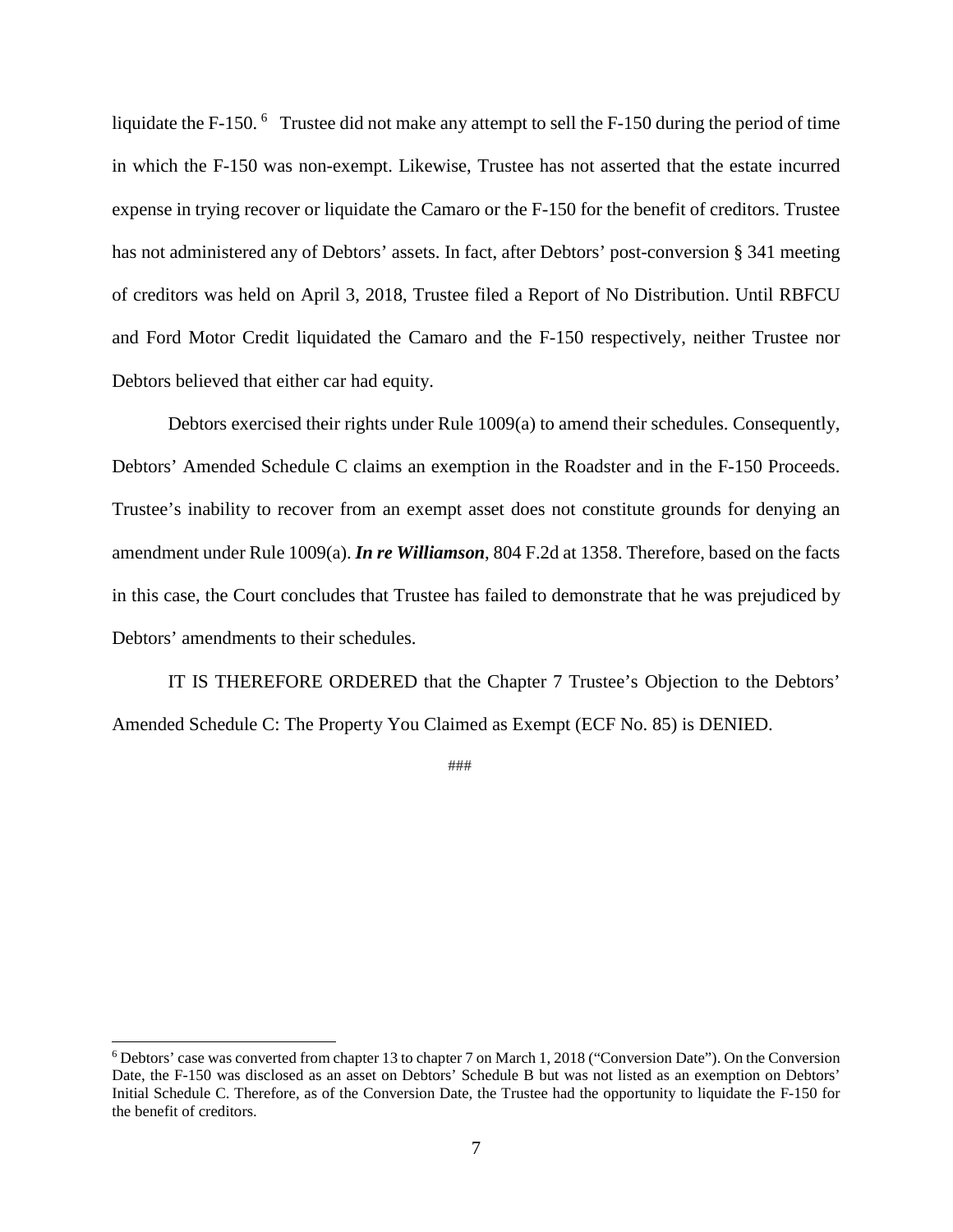liquidate the F-150.[6] Trustee did not make any attempt to sell the F-150 during the period of time in which the F-150 was non-exempt. Likewise, Trustee has not asserted that the estate incurred expense in trying recover or liquidate the Camaro or the F-150 for the benefit of creditors. Trustee has not administered any of Debtors' assets. In fact, after Debtors' post-conversion § 341 meeting of creditors was held on April 3, 2018, Trustee filed a Report of No Distribution. Until RBFCU and Ford Motor Credit liquidated the Camaro and the F-150 respectively, neither Trustee nor Debtors believed that either car had equity.

Debtors exercised their rights under Rule 1009(a) to amend their schedules. Consequently, Debtors' Amended Schedule C claims an exemption in the Roadster and in the F-150 Proceeds. Trustee's inability to recover from an exempt asset does not constitute grounds for denying an amendment under Rule 1009(a). ***In re Williamson***, 804 F.2d at 1358. Therefore, based on the facts in this case, the Court concludes that Trustee has failed to demonstrate that he was prejudiced by Debtors' amendments to their schedules.

IT IS THEREFORE ORDERED that the Chapter 7 Trustee's Objection to the Debtors' Amended Schedule C: The Property You Claimed as Exempt (ECF No. 85) is DENIED.

###

[6] Debtors' case was converted from chapter 13 to chapter 7 on March 1, 2018 ("Conversion Date"). On the Conversion Date, the F-150 was disclosed as an asset on Debtors' Schedule B but was not listed as an exemption on Debtors' Initial Schedule C. Therefore, as of the Conversion Date, the Trustee had the opportunity to liquidate the F-150 for the benefit of creditors.